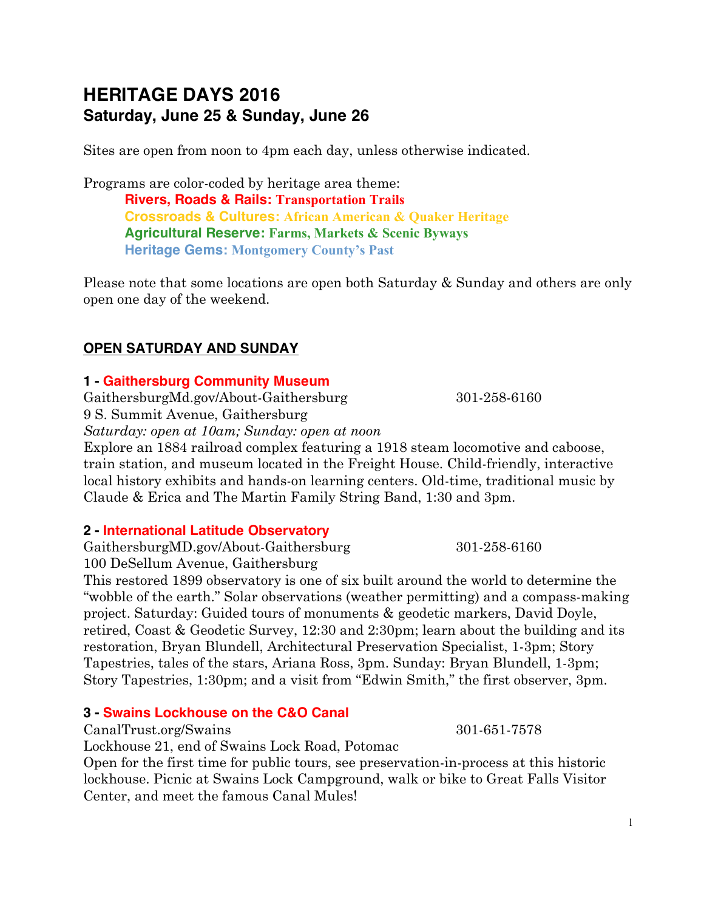# HERITAGE DAYS 2016

## Saturday, June 25 & Sunday, June 26

Sites are open from noon to 4pm each day, unless otherwise indicated.

Programs are color-coded by heritage area theme:

- **Rivers, Roads & Rails: Transportation Trails**
- **Crossroads & Cultures: African American & Quaker Heritage**
- **Agricultural Reserve: Farms, Markets & Scenic Byways**
- **Heritage Gems: Montgomery County's Past**

Please note that some locations are open both Saturday & Sunday and others are only open one day of the weekend.

### OPEN SATURDAY AND SUNDAY

**1 - Gaithersburg Community Museum**

GaithersburgMd.gov/About-Gaithersburg 301-258-6160
9 S. Summit Avenue, Gaithersburg
*Saturday: open at 10am; Sunday: open at noon*
Explore an 1884 railroad complex featuring a 1918 steam locomotive and caboose, train station, and museum located in the Freight House. Child-friendly, interactive local history exhibits and hands-on learning centers. Old-time, traditional music by Claude & Erica and The Martin Family String Band, 1:30 and 3pm.

**2 - International Latitude Observatory**

GaithersburgMD.gov/About-Gaithersburg 301-258-6160
100 DeSellum Avenue, Gaithersburg
This restored 1899 observatory is one of six built around the world to determine the "wobble of the earth." Solar observations (weather permitting) and a compass-making project. Saturday: Guided tours of monuments & geodetic markers, David Doyle, retired, Coast & Geodetic Survey, 12:30 and 2:30pm; learn about the building and its restoration, Bryan Blundell, Architectural Preservation Specialist, 1-3pm; Story Tapestries, tales of the stars, Ariana Ross, 3pm. Sunday: Bryan Blundell, 1-3pm; Story Tapestries, 1:30pm; and a visit from "Edwin Smith," the first observer, 3pm.

**3 - Swains Lockhouse on the C&O Canal**

CanalTrust.org/Swains 301-651-7578
Lockhouse 21, end of Swains Lock Road, Potomac
Open for the first time for public tours, see preservation-in-process at this historic lockhouse. Picnic at Swains Lock Campground, walk or bike to Great Falls Visitor Center, and meet the famous Canal Mules!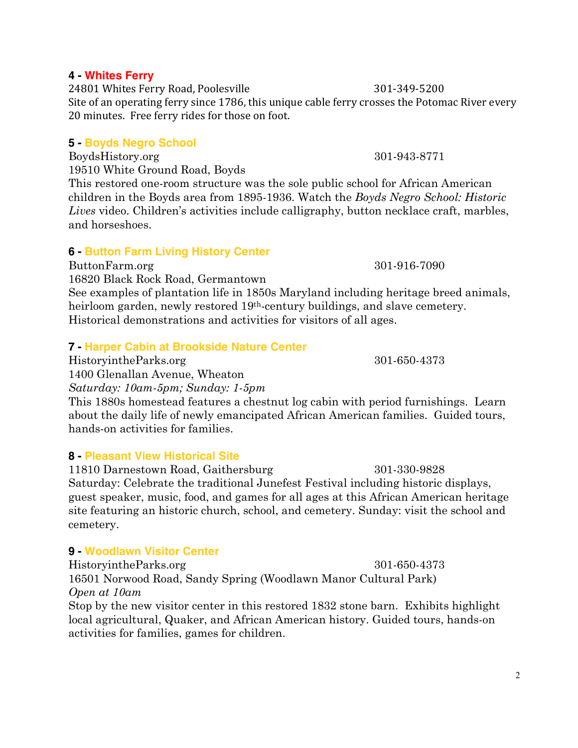### 4 - Whites Ferry

24801 Whites Ferry Road, Poolesville 301-349-5200

Site of an operating ferry since 1786, this unique cable ferry crosses the Potomac River every 20 minutes. Free ferry rides for those on foot.

### 5 - Boyds Negro School

BoydsHistory.org 301-943-8771

19510 White Ground Road, Boyds

This restored one-room structure was the sole public school for African American children in the Boyds area from 1895-1936. Watch the *Boyds Negro School: Historic Lives* video. Children's activities include calligraphy, button necklace craft, marbles, and horseshoes.

### 6 - Button Farm Living History Center

ButtonFarm.org 301-916-7090

16820 Black Rock Road, Germantown

See examples of plantation life in 1850s Maryland including heritage breed animals, heirloom garden, newly restored 19th-century buildings, and slave cemetery. Historical demonstrations and activities for visitors of all ages.

### 7 - Harper Cabin at Brookside Nature Center

HistoryintheParks.org 301-650-4373

1400 Glenallan Avenue, Wheaton

*Saturday: 10am-5pm; Sunday: 1-5pm*

This 1880s homestead features a chestnut log cabin with period furnishings. Learn about the daily life of newly emancipated African American families. Guided tours, hands-on activities for families.

### 8 - Pleasant View Historical Site

11810 Darnestown Road, Gaithersburg 301-330-9828

Saturday: Celebrate the traditional Junefest Festival including historic displays, guest speaker, music, food, and games for all ages at this African American heritage site featuring an historic church, school, and cemetery. Sunday: visit the school and cemetery.

### 9 - Woodlawn Visitor Center

HistoryintheParks.org 301-650-4373

16501 Norwood Road, Sandy Spring (Woodlawn Manor Cultural Park)

*Open at 10am*

Stop by the new visitor center in this restored 1832 stone barn. Exhibits highlight local agricultural, Quaker, and African American history. Guided tours, hands-on activities for families, games for children.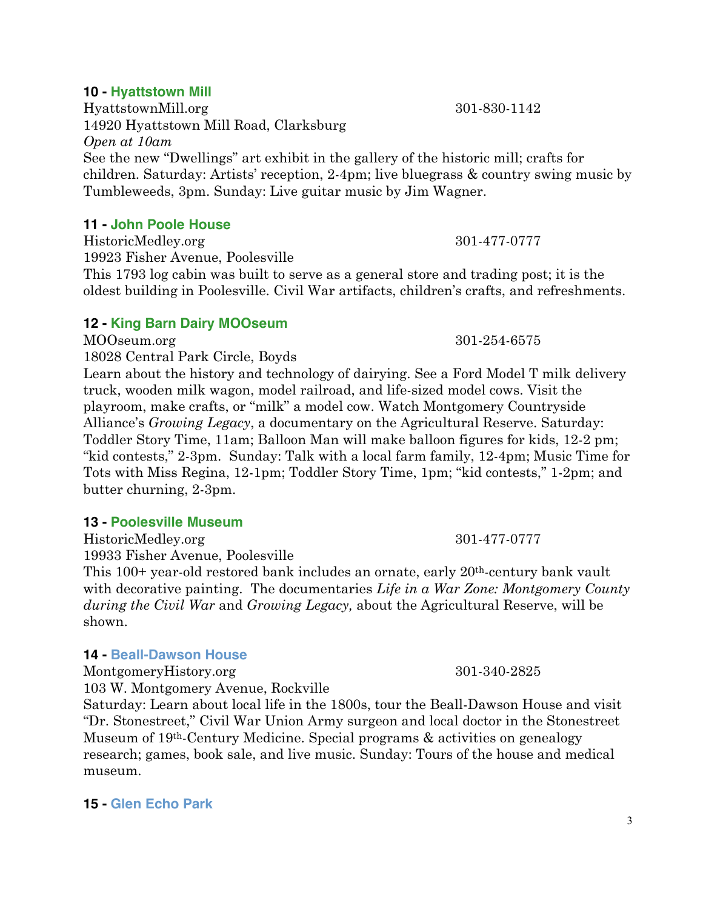**10 - Hyattstown Mill**

HyattstownMill.org 301-830-1142

14920 Hyattstown Mill Road, Clarksburg

*Open at 10am*

See the new "Dwellings" art exhibit in the gallery of the historic mill; crafts for children. Saturday: Artists' reception, 2-4pm; live bluegrass & country swing music by Tumbleweeds, 3pm. Sunday: Live guitar music by Jim Wagner.

**11 - John Poole House**

HistoricMedley.org 301-477-0777

19923 Fisher Avenue, Poolesville

This 1793 log cabin was built to serve as a general store and trading post; it is the oldest building in Poolesville. Civil War artifacts, children's crafts, and refreshments.

**12 - King Barn Dairy MOOseum**

MOOseum.org 301-254-6575

18028 Central Park Circle, Boyds

Learn about the history and technology of dairying. See a Ford Model T milk delivery truck, wooden milk wagon, model railroad, and life-sized model cows. Visit the playroom, make crafts, or "milk" a model cow. Watch Montgomery Countryside Alliance's *Growing Legacy*, a documentary on the Agricultural Reserve. Saturday: Toddler Story Time, 11am; Balloon Man will make balloon figures for kids, 12-2 pm; "kid contests," 2-3pm. Sunday: Talk with a local farm family, 12-4pm; Music Time for Tots with Miss Regina, 12-1pm; Toddler Story Time, 1pm; "kid contests," 1-2pm; and butter churning, 2-3pm.

**13 - Poolesville Museum**

HistoricMedley.org 301-477-0777

19933 Fisher Avenue, Poolesville

This 100+ year-old restored bank includes an ornate, early 20th-century bank vault with decorative painting. The documentaries *Life in a War Zone: Montgomery County during the Civil War* and *Growing Legacy,* about the Agricultural Reserve, will be shown.

**14 - Beall-Dawson House**

MontgomeryHistory.org 301-340-2825

103 W. Montgomery Avenue, Rockville

Saturday: Learn about local life in the 1800s, tour the Beall-Dawson House and visit "Dr. Stonestreet," Civil War Union Army surgeon and local doctor in the Stonestreet Museum of 19th-Century Medicine. Special programs & activities on genealogy research; games, book sale, and live music. Sunday: Tours of the house and medical museum.

**15 - Glen Echo Park**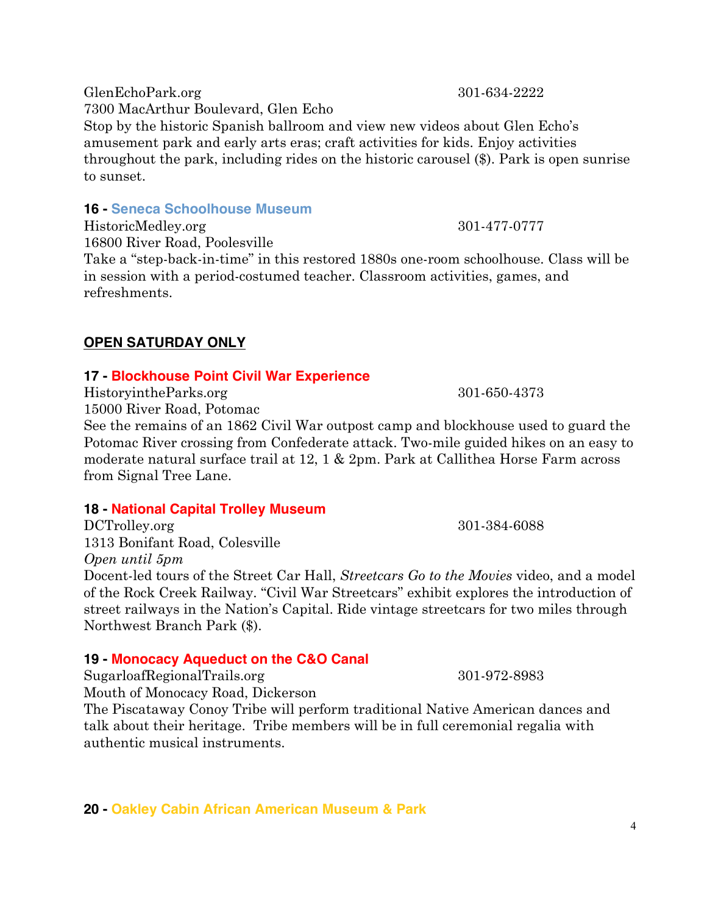GlenEchoPark.org 301-634-2222
7300 MacArthur Boulevard, Glen Echo
Stop by the historic Spanish ballroom and view new videos about Glen Echo's amusement park and early arts eras; craft activities for kids. Enjoy activities throughout the park, including rides on the historic carousel ($). Park is open sunrise to sunset.

### 16 - Seneca Schoolhouse Museum

HistoricMedley.org 301-477-0777
16800 River Road, Poolesville
Take a "step-back-in-time" in this restored 1880s one-room schoolhouse. Class will be in session with a period-costumed teacher. Classroom activities, games, and refreshments.

## OPEN SATURDAY ONLY

### 17 - Blockhouse Point Civil War Experience

HistoryintheParks.org 301-650-4373
15000 River Road, Potomac
See the remains of an 1862 Civil War outpost camp and blockhouse used to guard the Potomac River crossing from Confederate attack. Two-mile guided hikes on an easy to moderate natural surface trail at 12, 1 & 2pm. Park at Callithea Horse Farm across from Signal Tree Lane.

### 18 - National Capital Trolley Museum

DCTrolley.org 301-384-6088
1313 Bonifant Road, Colesville
*Open until 5pm*
Docent-led tours of the Street Car Hall, *Streetcars Go to the Movies* video, and a model of the Rock Creek Railway. "Civil War Streetcars" exhibit explores the introduction of street railways in the Nation's Capital. Ride vintage streetcars for two miles through Northwest Branch Park ($).

### 19 - Monocacy Aqueduct on the C&O Canal

SugarloafRegionalTrails.org 301-972-8983
Mouth of Monocacy Road, Dickerson
The Piscataway Conoy Tribe will perform traditional Native American dances and talk about their heritage. Tribe members will be in full ceremonial regalia with authentic musical instruments.

### 20 - Oakley Cabin African American Museum & Park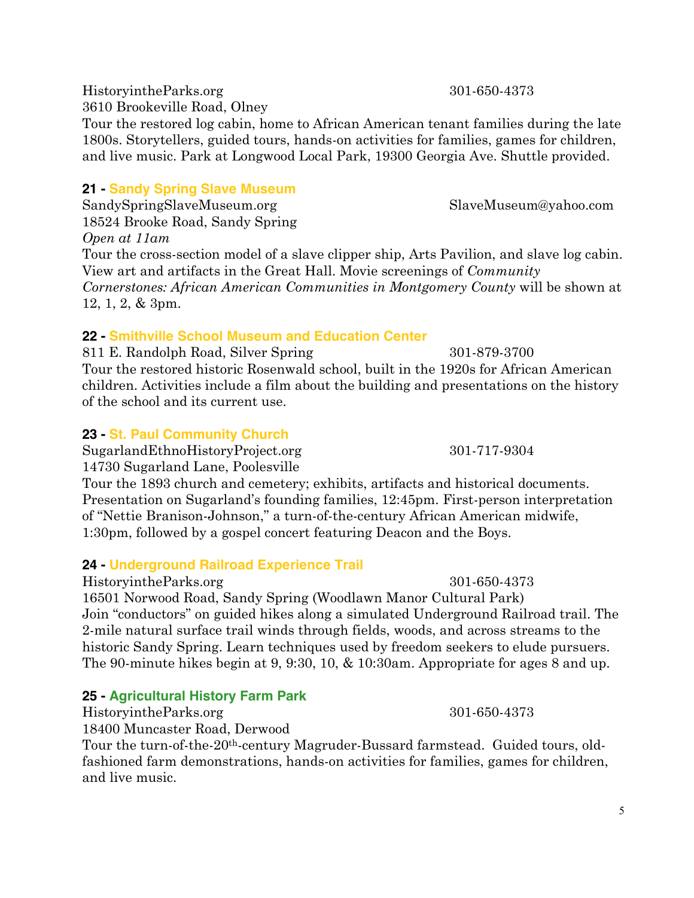HistoryintheParks.org 301-650-4373
3610 Brookeville Road, Olney
Tour the restored log cabin, home to African American tenant families during the late 1800s. Storytellers, guided tours, hands-on activities for families, games for children, and live music. Park at Longwood Local Park, 19300 Georgia Ave. Shuttle provided.

### 21 - Sandy Spring Slave Museum

SandySpringSlaveMuseum.org SlaveMuseum@yahoo.com
18524 Brooke Road, Sandy Spring
*Open at 11am*
Tour the cross-section model of a slave clipper ship, Arts Pavilion, and slave log cabin. View art and artifacts in the Great Hall. Movie screenings of *Community Cornerstones: African American Communities in Montgomery County* will be shown at 12, 1, 2, & 3pm.

### 22 - Smithville School Museum and Education Center

811 E. Randolph Road, Silver Spring 301-879-3700
Tour the restored historic Rosenwald school, built in the 1920s for African American children. Activities include a film about the building and presentations on the history of the school and its current use.

### 23 - St. Paul Community Church

SugarlandEthnoHistoryProject.org 301-717-9304
14730 Sugarland Lane, Poolesville
Tour the 1893 church and cemetery; exhibits, artifacts and historical documents. Presentation on Sugarland's founding families, 12:45pm. First-person interpretation of "Nettie Branison-Johnson," a turn-of-the-century African American midwife, 1:30pm, followed by a gospel concert featuring Deacon and the Boys.

### 24 - Underground Railroad Experience Trail

HistoryintheParks.org 301-650-4373
16501 Norwood Road, Sandy Spring (Woodlawn Manor Cultural Park)
Join "conductors" on guided hikes along a simulated Underground Railroad trail. The 2-mile natural surface trail winds through fields, woods, and across streams to the historic Sandy Spring. Learn techniques used by freedom seekers to elude pursuers. The 90-minute hikes begin at 9, 9:30, 10, & 10:30am. Appropriate for ages 8 and up.

### 25 - Agricultural History Farm Park

HistoryintheParks.org 301-650-4373
18400 Muncaster Road, Derwood
Tour the turn-of-the-20th-century Magruder-Bussard farmstead. Guided tours, old-fashioned farm demonstrations, hands-on activities for families, games for children, and live music.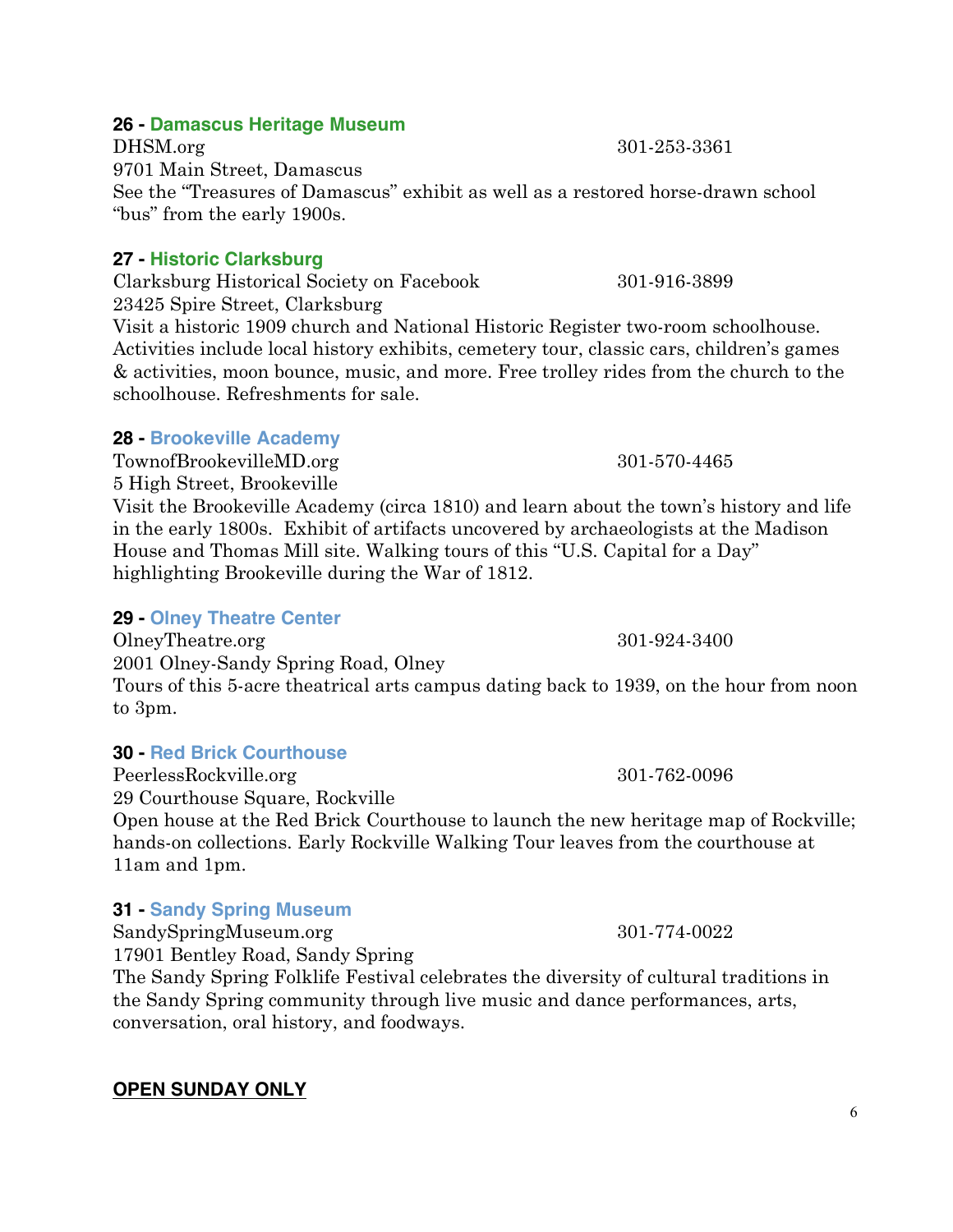### 26 - Damascus Heritage Museum

DHSM.org 301-253-3361
9701 Main Street, Damascus
See the "Treasures of Damascus" exhibit as well as a restored horse-drawn school "bus" from the early 1900s.

### 27 - Historic Clarksburg

Clarksburg Historical Society on Facebook 301-916-3899
23425 Spire Street, Clarksburg
Visit a historic 1909 church and National Historic Register two-room schoolhouse. Activities include local history exhibits, cemetery tour, classic cars, children's games & activities, moon bounce, music, and more. Free trolley rides from the church to the schoolhouse. Refreshments for sale.

### 28 - Brookeville Academy

TownofBrookevilleMD.org 301-570-4465
5 High Street, Brookeville
Visit the Brookeville Academy (circa 1810) and learn about the town's history and life in the early 1800s. Exhibit of artifacts uncovered by archaeologists at the Madison House and Thomas Mill site. Walking tours of this "U.S. Capital for a Day" highlighting Brookeville during the War of 1812.

### 29 - Olney Theatre Center

OlneyTheatre.org 301-924-3400
2001 Olney-Sandy Spring Road, Olney
Tours of this 5-acre theatrical arts campus dating back to 1939, on the hour from noon to 3pm.

### 30 - Red Brick Courthouse

PeerlessRockville.org 301-762-0096
29 Courthouse Square, Rockville
Open house at the Red Brick Courthouse to launch the new heritage map of Rockville; hands-on collections. Early Rockville Walking Tour leaves from the courthouse at 11am and 1pm.

### 31 - Sandy Spring Museum

SandySpringMuseum.org 301-774-0022
17901 Bentley Road, Sandy Spring
The Sandy Spring Folklife Festival celebrates the diversity of cultural traditions in the Sandy Spring community through live music and dance performances, arts, conversation, oral history, and foodways.

## OPEN SUNDAY ONLY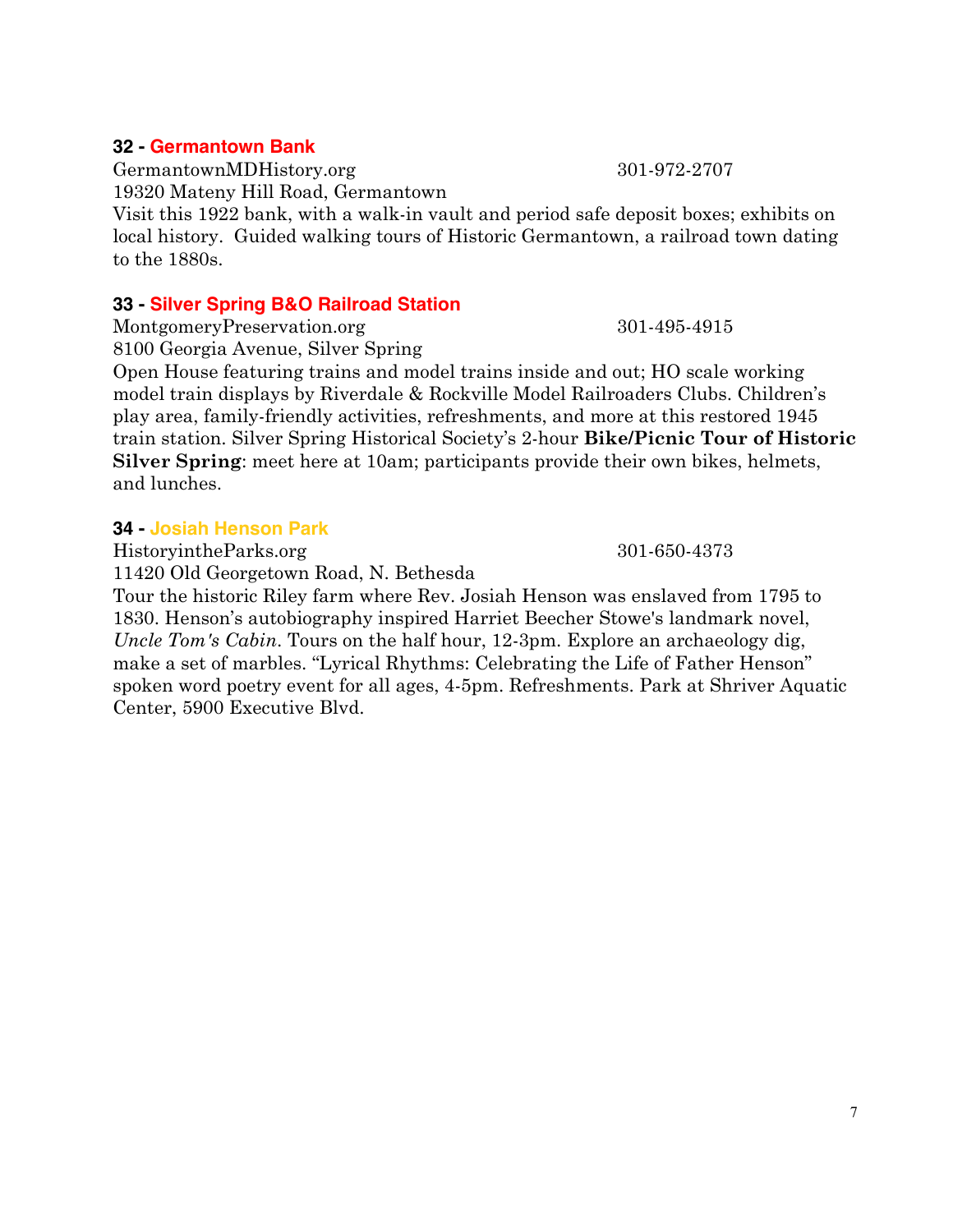### 32 - Germantown Bank

GermantownMDHistory.org 301-972-2707

19320 Mateny Hill Road, Germantown

Visit this 1922 bank, with a walk-in vault and period safe deposit boxes; exhibits on local history. Guided walking tours of Historic Germantown, a railroad town dating to the 1880s.

### 33 - Silver Spring B&O Railroad Station

MontgomeryPreservation.org 301-495-4915

8100 Georgia Avenue, Silver Spring

Open House featuring trains and model trains inside and out; HO scale working model train displays by Riverdale & Rockville Model Railroaders Clubs. Children's play area, family-friendly activities, refreshments, and more at this restored 1945 train station. Silver Spring Historical Society's 2-hour **Bike/Picnic Tour of Historic Silver Spring**: meet here at 10am; participants provide their own bikes, helmets, and lunches.

### 34 - Josiah Henson Park

HistoryintheParks.org 301-650-4373

11420 Old Georgetown Road, N. Bethesda

Tour the historic Riley farm where Rev. Josiah Henson was enslaved from 1795 to 1830. Henson's autobiography inspired Harriet Beecher Stowe's landmark novel, *Uncle Tom's Cabin*. Tours on the half hour, 12-3pm. Explore an archaeology dig, make a set of marbles. "Lyrical Rhythms: Celebrating the Life of Father Henson" spoken word poetry event for all ages, 4-5pm. Refreshments. Park at Shriver Aquatic Center, 5900 Executive Blvd.